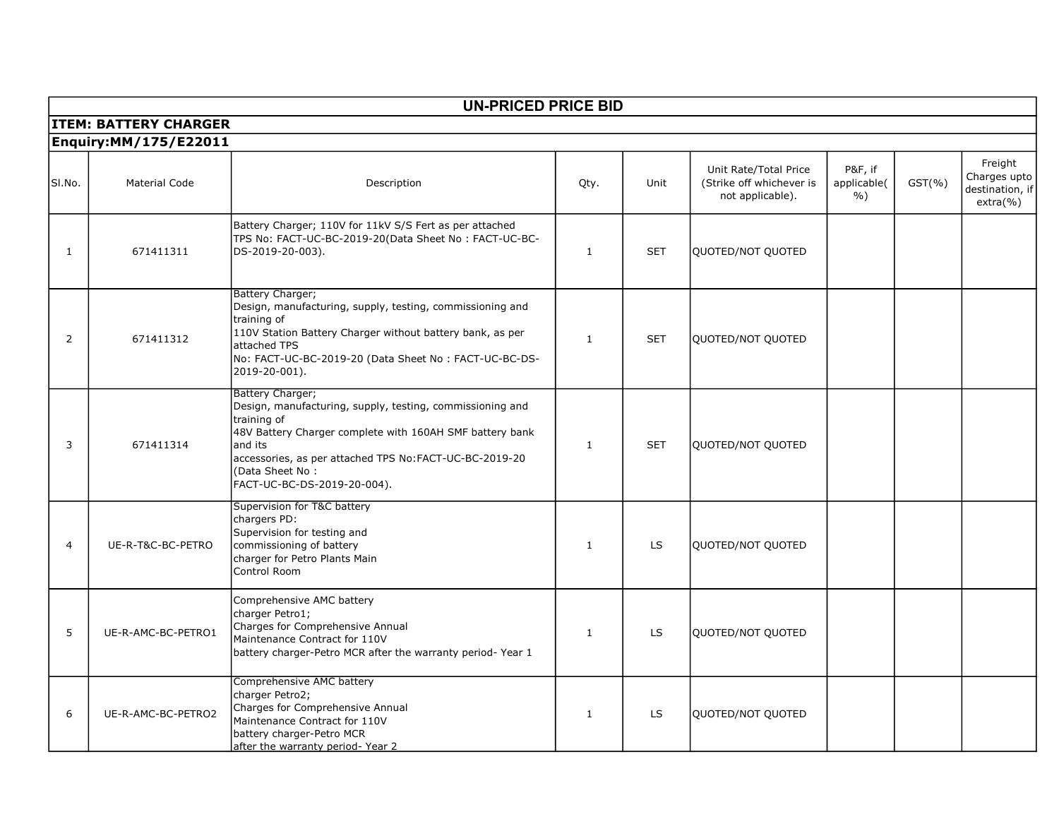## UN-PRICED PRICE BID

**ITEM: BATTERY CHARGER**

**Enquiry:MM/175/E22011**

| Sl.No. | Material Code | Description | Qty. | Unit | Unit Rate/Total Price (Strike off whichever is not applicable). | P&F, if applicable(%) | GST(%) | Freight Charges upto destination, if extra(%) |
|---|---|---|---|---|---|---|---|---|
| 1 | 671411311 | Battery Charger; 110V for 11kV S/S Fert as per attached TPS No: FACT-UC-BC-2019-20(Data Sheet No : FACT-UC-BC-DS-2019-20-003). | 1 | SET | QUOTED/NOT QUOTED | | | |
| 2 | 671411312 | Battery Charger; Design, manufacturing, supply, testing, commissioning and training of 110V Station Battery Charger without battery bank, as per attached TPS No: FACT-UC-BC-2019-20 (Data Sheet No : FACT-UC-BC-DS-2019-20-001). | 1 | SET | QUOTED/NOT QUOTED | | | |
| 3 | 671411314 | Battery Charger; Design, manufacturing, supply, testing, commissioning and training of 48V Battery Charger complete with 160AH SMF battery bank and its accessories, as per attached TPS No:FACT-UC-BC-2019-20 (Data Sheet No : FACT-UC-BC-DS-2019-20-004). | 1 | SET | QUOTED/NOT QUOTED | | | |
| 4 | UE-R-T&C-BC-PETRO | Supervision for T&C battery chargers PD: Supervision for testing and commissioning of battery charger for Petro Plants Main Control Room | 1 | LS | QUOTED/NOT QUOTED | | | |
| 5 | UE-R-AMC-BC-PETRO1 | Comprehensive AMC battery charger Petro1; Charges for Comprehensive Annual Maintenance Contract for 110V battery charger-Petro MCR after the warranty period- Year 1 | 1 | LS | QUOTED/NOT QUOTED | | | |
| 6 | UE-R-AMC-BC-PETRO2 | Comprehensive AMC battery charger Petro2; Charges for Comprehensive Annual Maintenance Contract for 110V battery charger-Petro MCR after the warranty period- Year 2 | 1 | LS | QUOTED/NOT QUOTED | | | |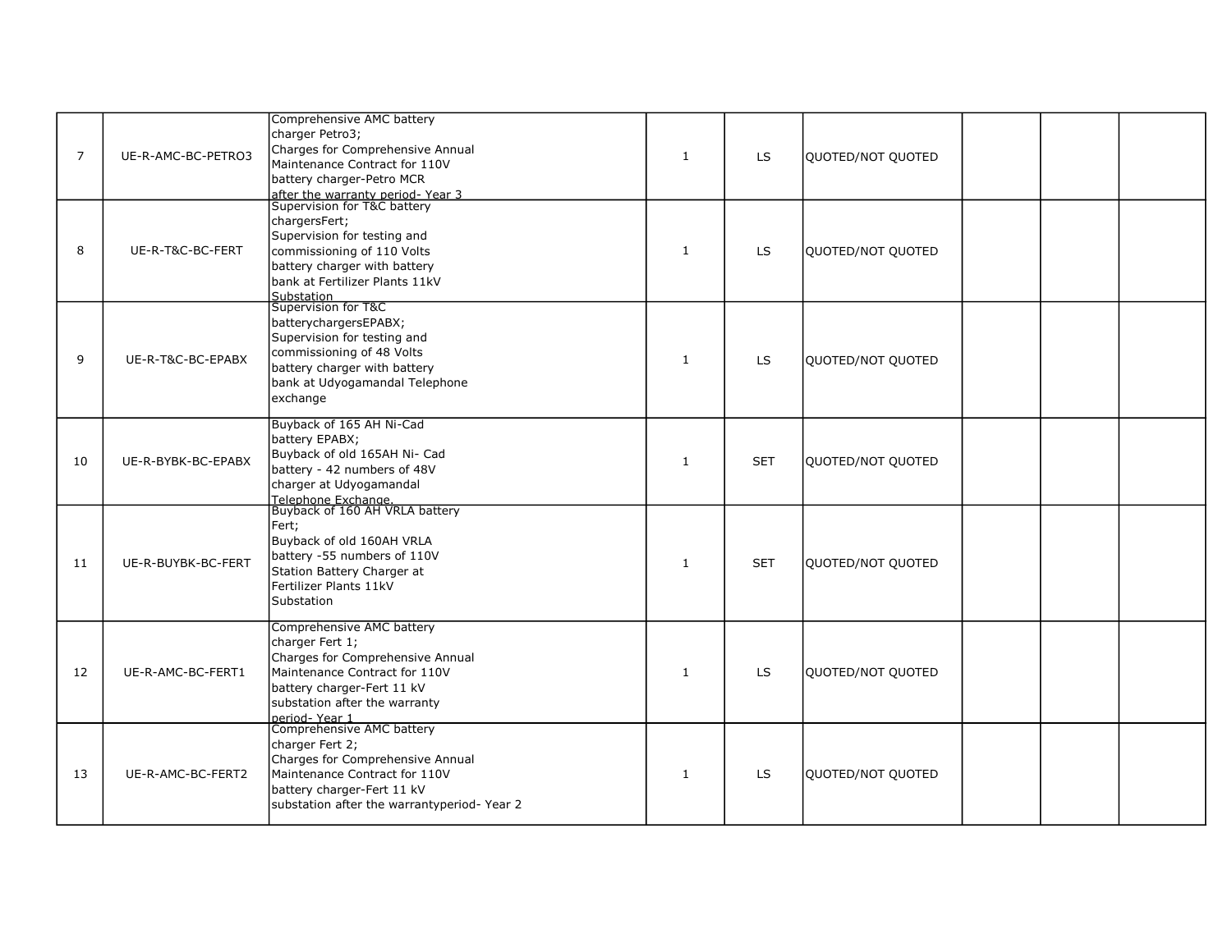| | | | | | | | | |
|---|---|---|---|---|---|---|---|---|
| 7 | UE-R-AMC-BC-PETRO3 | Comprehensive AMC battery charger Petro3; Charges for Comprehensive Annual Maintenance Contract for 110V battery charger-Petro MCR after the warranty period- Year 3 | 1 | LS | QUOTED/NOT QUOTED | | | |
| 8 | UE-R-T&C-BC-FERT | Supervision for T&C battery chargersFert; Supervision for testing and commissioning of 110 Volts battery charger with battery bank at Fertilizer Plants 11kV Substation | 1 | LS | QUOTED/NOT QUOTED | | | |
| 9 | UE-R-T&C-BC-EPABX | Supervision for T&C batterychargersEPABX; Supervision for testing and commissioning of 48 Volts battery charger with battery bank at Udyogamandal Telephone exchange | 1 | LS | QUOTED/NOT QUOTED | | | |
| 10 | UE-R-BYBK-BC-EPABX | Buyback of 165 AH Ni-Cad battery EPABX; Buyback of old 165AH Ni- Cad battery - 42 numbers of 48V charger at Udyogamandal Telephone Exchange. | 1 | SET | QUOTED/NOT QUOTED | | | |
| 11 | UE-R-BUYBK-BC-FERT | Buyback of 160 AH VRLA battery Fert; Buyback of old 160AH VRLA battery -55 numbers of 110V Station Battery Charger at Fertilizer Plants 11kV Substation | 1 | SET | QUOTED/NOT QUOTED | | | |
| 12 | UE-R-AMC-BC-FERT1 | Comprehensive AMC battery charger Fert 1; Charges for Comprehensive Annual Maintenance Contract for 110V battery charger-Fert 11 kV substation after the warranty period- Year 1 | 1 | LS | QUOTED/NOT QUOTED | | | |
| 13 | UE-R-AMC-BC-FERT2 | Comprehensive AMC battery charger Fert 2; Charges for Comprehensive Annual Maintenance Contract for 110V battery charger-Fert 11 kV substation after the warrantyperiod- Year 2 | 1 | LS | QUOTED/NOT QUOTED | | | |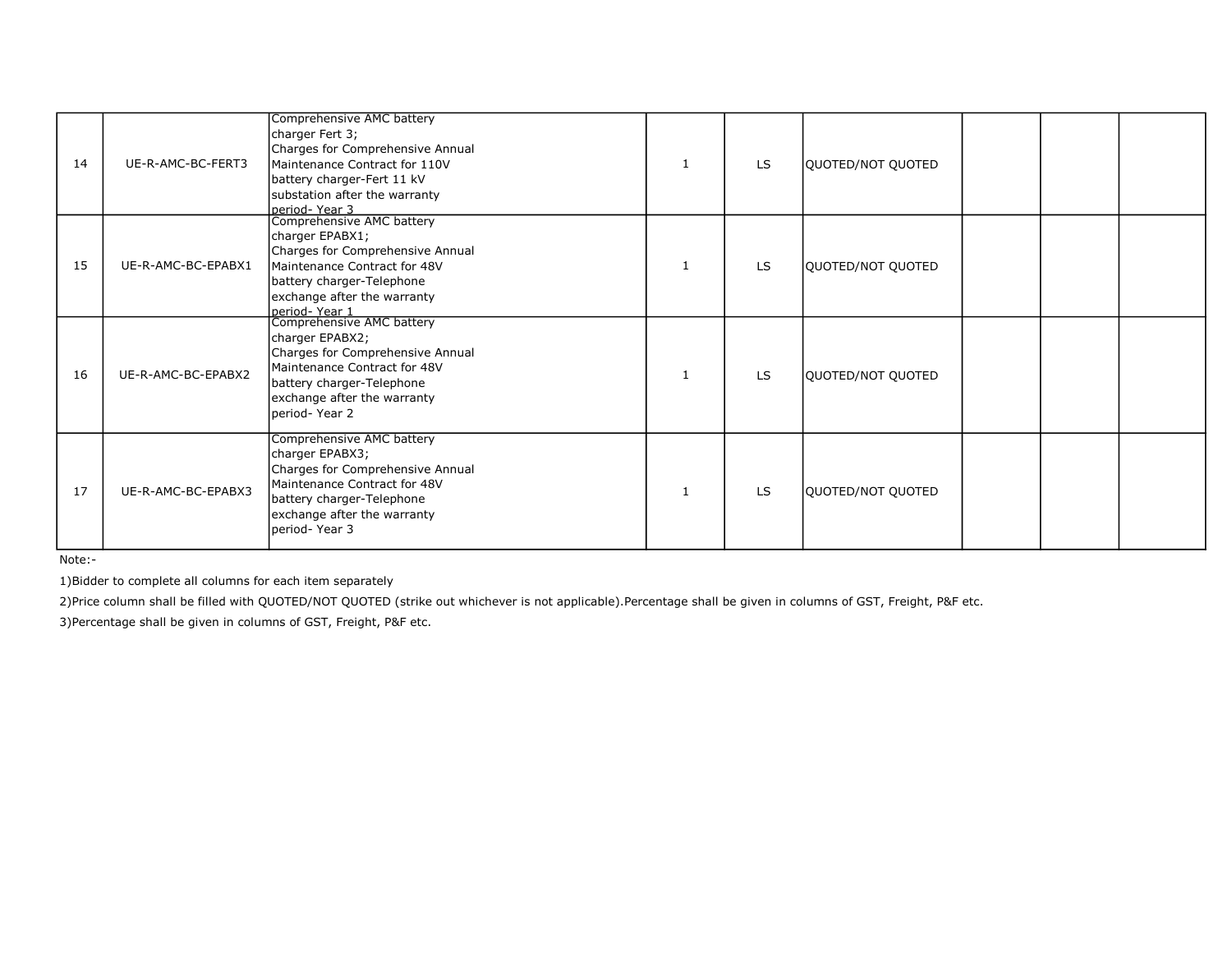| | | | | | | | | |
|---|---|---|---|---|---|---|---|---|
| 14 | UE-R-AMC-BC-FERT3 | Comprehensive AMC battery charger Fert 3; Charges for Comprehensive Annual Maintenance Contract for 110V battery charger-Fert 11 kV substation after the warranty period- Year 3 | 1 | LS | QUOTED/NOT QUOTED | | | |
| 15 | UE-R-AMC-BC-EPABX1 | Comprehensive AMC battery charger EPABX1; Charges for Comprehensive Annual Maintenance Contract for 48V battery charger-Telephone exchange after the warranty period- Year 1 | 1 | LS | QUOTED/NOT QUOTED | | | |
| 16 | UE-R-AMC-BC-EPABX2 | Comprehensive AMC battery charger EPABX2; Charges for Comprehensive Annual Maintenance Contract for 48V battery charger-Telephone exchange after the warranty period- Year 2 | 1 | LS | QUOTED/NOT QUOTED | | | |
| 17 | UE-R-AMC-BC-EPABX3 | Comprehensive AMC battery charger EPABX3; Charges for Comprehensive Annual Maintenance Contract for 48V battery charger-Telephone exchange after the warranty period- Year 3 | 1 | LS | QUOTED/NOT QUOTED | | | |

Note:-

1)Bidder to complete all columns for each item separately

2)Price column shall be filled with QUOTED/NOT QUOTED (strike out whichever is not applicable).Percentage shall be given in columns of GST, Freight, P&F etc.

3)Percentage shall be given in columns of GST, Freight, P&F etc.